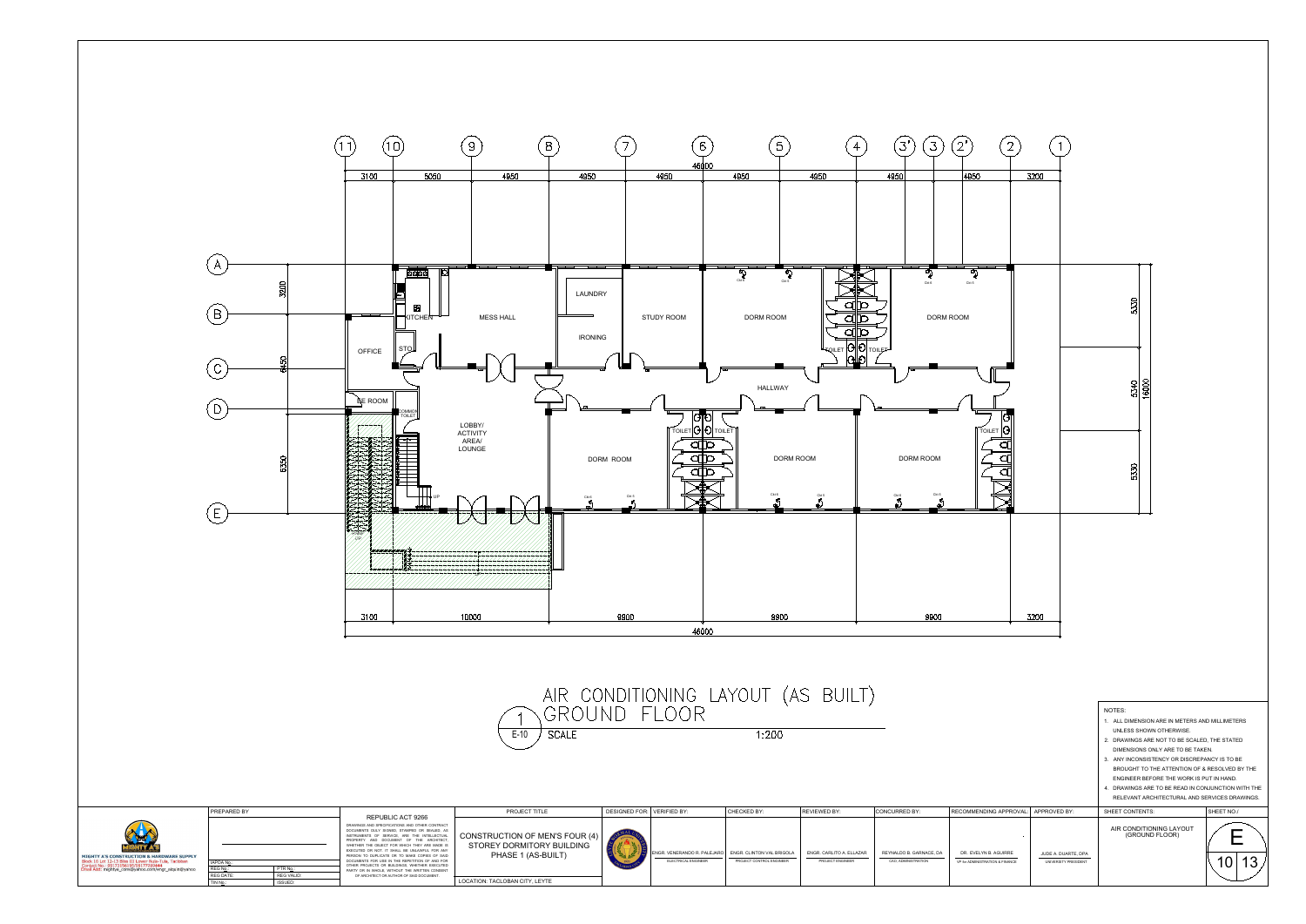# AIR CONDITIONING LAYOUT (AS BUILT)

## 1 / E-10 GROUND FLOOR

SCALE 1:200

Grid lines: 11, 10, 9, 8, 7, 6, 5, 4, 3', 3, 2', 2, 1 and A, B, C, D, E

Top dimensions: 3100 | 5050 | 4950 | 4950 | 4950 | 4950 | 4950 | 4950 | 4950 | 3200 — Overall 46000

Bottom dimensions: 3100 | 10000 | 9900 | 9900 | 9900 | 3200 — Overall 46000

Left dimensions: 3200 | 6450 | 6350

Right dimensions: 5330 | 6340 | 5330 — Overall 16000

Room labels: KITCHEN, MESS HALL, LAUNDRY, IRONING, STUDY ROOM, DORM ROOM, TOILET, OFFICE, STO, HALLWAY, LOBBY/ ACTIVITY AREA/ LOUNGE, SE ROOM, COMMON TOILET, UP

NOTES:

1. ALL DIMENSION ARE IN METERS AND MILLIMETERS UNLESS SHOWN OTHERWISE.
2. DRAWINGS ARE NOT TO BE SCALED, THE STATED DIMENSIONS ONLY ARE TO BE TAKEN.
3. ANY INCONSISTENCY OR DISCREPANCY IS TO BE BROUGHT TO THE ATTENTION OF & RESOLVED BY THE ENGINEER BEFORE THE WORK IS PUT IN HAND.
4. DRAWINGS ARE TO BE READ IN CONJUNCTION WITH THE RELEVANT ARCHITECTURAL AND SERVICES DRAWINGS.

MIGHTY A'S CONSTRUCTION & HARDWARE SUPPLY

PREPARED BY

| IAPOA No.: | |
|---|---|
| REG No.: | PTR No.: |
| REG DATE: | REG VALID: |
| TIN No.: | ISSUED: |

REPUBLIC ACT 9266

DRAWINGS AND SPECIFICATIONS AND OTHER CONTRACT DOCUMENTS DULY SIGNED, STAMPED OR SEALED, AS INSTRUMENTS OF SERVICE, ARE THE INTELLECTUAL PROPERTY AND DOCUMENT OF THE ARCHITECT, WHETHER THE OBJECT FOR WHICH THEY ARE MADE IS EXECUTED OR NOT. IT SHALL BE UNLAWFUL FOR ANY PERSON TO DUPLICATE OR TO MAKE COPIES OF SAID DOCUMENTS FOR USE IN THE REPETITION OF AND FOR OTHER PROJECTS OR BUILDINGS, WHETHER EXECUTED PARTLY OR IN WHOLE, WITHOUT THE WRITTEN CONSENT OF ARCHITECT OR AUTHOR OF SAID DOCUMENT.

PROJECT TITLE: CONSTRUCTION OF MEN'S FOUR (4) STOREY DORMITORY BUILDING PHASE 1 (AS-BUILT)

LOCATION: TACLOBAN CITY, LEYTE

| DESIGNED FOR | VERIFIED BY: | CHECKED BY: | REVIEWED BY: | CONCURRED BY: | RECOMMENDING APPROVAL: | APPROVED BY: |
|---|---|---|---|---|---|---|
| | ENGR. VENERANDO R. PALEJARO<br>ELECTRICAL ENGINEER | ENGR. CLINTON VAL BRIGOLA<br>PROJECT CONTROL ENGINEER | ENGR. CARLITO A. ELLAZAR<br>PROJECT ENGINEER | REYNALDO B. GARNACE, DA<br>CAO, ADMINISTRATION | DR. EVELYN B. AGUIRRE<br>VP for ADMINISTRATION & FINANCE | JUDE A. DUARTE, DPA<br>UNIVERSITY PRESIDENT |

SHEET CONTENTS: AIR CONDITIONING LAYOUT (GROUND FLOOR)

SHEET NO.: E 10 13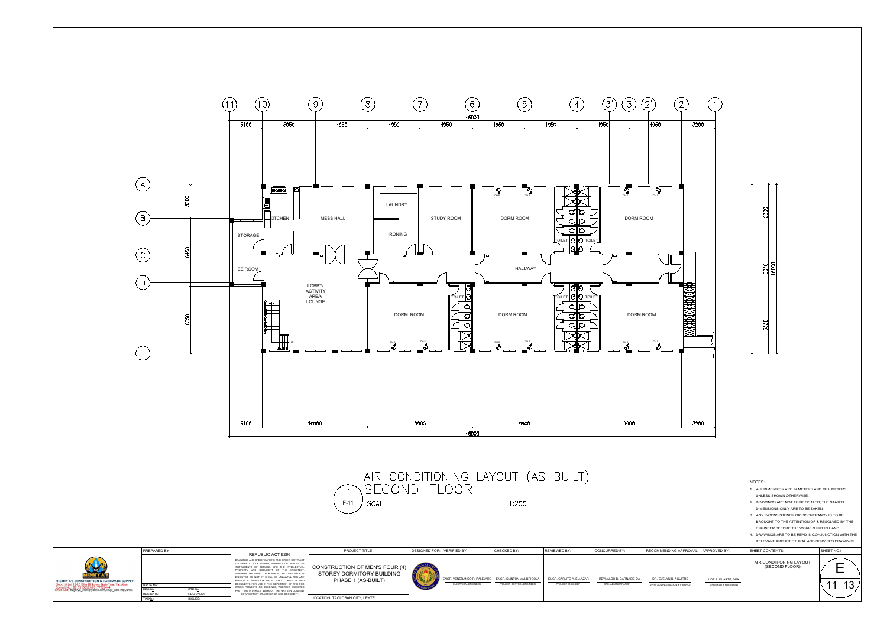# AIR CONDITIONING LAYOUT (AS BUILT) SECOND FLOOR

1 / E-11 SCALE 1:200

Grid lines: 11, 10, 9, 8, 7, 6, 5, 4, 3', 3, 2', 2, 1 / A, B, C, D, E

Top dimensions: 3100, 5050, 4950, 4950, 4950, 4950, 4950, 4950, 4950, 3200 — overall 46000

Bottom dimensions: 3100, 10000, 9900, 9900, 9900, 3200 — overall 46000

Left dimensions: 3200, 6450, 6350

Right dimensions: 5330, 5340, 5330 — overall 16000

Rooms: KITCHEN, MESS HALL, STORAGE, EE ROOM, LOBBY/ ACTIVITY AREA/ LOUNGE, LAUNDRY, IRONING, STUDY ROOM, DORM ROOM, HALLWAY, TOILET, UP

NOTES:

1. ALL DIMENSION ARE IN METERS AND MILLIMETERS UNLESS SHOWN OTHERWISE.
2. DRAWINGS ARE NOT TO BE SCALED, THE STATED DIMENSIONS ONLY ARE TO BE TAKEN.
3. ANY INCONSISTENCY OR DISCREPANCY IS TO BE BROUGHT TO THE ATTENTION OF & RESOLVED BY THE ENGINEER BEFORE THE WORK IS PUT IN HAND.
4. DRAWINGS ARE TO BE READ IN CONJUNCTION WITH THE RELEVANT ARCHITECTURAL AND SERVICES DRAWINGS.

MIGHTY A'S CONSTRUCTION & HARDWARE SUPPLY
Block 10 Lot 12-13 Brgy 91 Lower Nula-Tula, Tacloban
Contact No.: 09173156135/09177030444
Email Add: mightyas_cons@yahoo.com/engr_alpa.lin@yahoo

| PREPARED BY | | REPUBLIC ACT 9266 | PROJECT TITLE | DESIGNED FOR | VERIFIED BY: | CHECKED BY: | REVIEWED BY: | CONCURRED BY: | RECOMMENDING APPROVAL: | APPROVED BY: | SHEET CONTENTS: | SHEET NO./ |
|---|---|---|---|---|---|---|---|---|---|---|---|---|
| IAPOA No.: | | DRAWINGS AND SPECIFICATIONS AND OTHER CONTRACT DOCUMENTS DULY SIGNED, STAMPED OR SEALED, AS INSTRUMENTS OF SERVICE, ARE THE INTELLECTUAL PROPERTY AND DOCUMENT OF THE ARCHITECT, WHETHER THE OBJECT FOR WHICH THEY ARE MADE IS EXECUTED OR NOT. IT SHALL BE UNLAWFUL FOR ANY PERSON TO DUPLICATE OR TO MAKE COPIES OF SAID DOCUMENTS FOR USE IN THE REPETITION OF AND FOR OTHER PROJECTS OR BUILDINGS, WHETHER EXECUTED PARTLY OR IN WHOLE, WITHOUT THE WRITTEN CONSENT OF ARCHITECT OR AUTHOR OF SAID DOCUMENT. | CONSTRUCTION OF MEN'S FOUR (4) STOREY DORMITORY BUILDING PHASE 1 (AS-BUILT) | | ENGR. VENERANDO R. PALEJARO ELECTRICAL ENGINEER | ENGR. CLINTON VAL BRIGOLA PROJECT CONTROL ENGINEER | ENGR. CARLITO A. ELLAZAR PROJECT ENGINEER | REYNALDO B. GARNACE, OA CAO, ADMINISTRATION | DR. EVELYN B. AGUIRRE VP for ADMINISTRATION & FINANCE | JUDE A. DUARTE, DPA UNIVERSITY PRESIDENT | AIR CONDITIONING LAYOUT (SECOND FLOOR) | E 11 / 13 |
| REG No.: | PTR No.: | | | | | | | | | | | |
| REG DATE: | REG VALID: | | | | | | | | | | | |
| TIN No.: | ISSUED: | | LOCATION: TACLOBAN CITY, LEYTE | | | | | | | | | |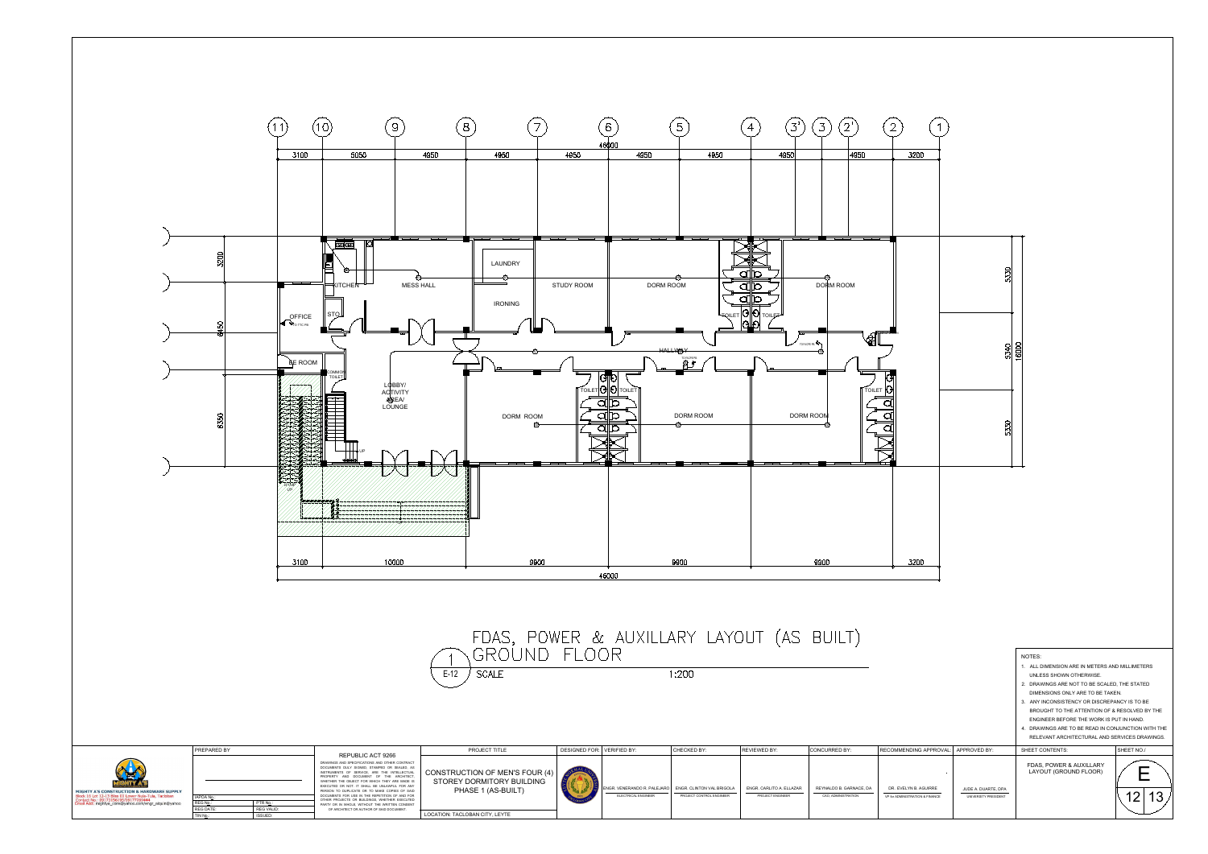# FDAS, POWER & AUXILLARY LAYOUT (AS BUILT)

## 1 GROUND FLOOR

E-12 SCALE 1:200

Grid lines: (11) (10) (9) (8) (7) (6) (5) (4) (3') (3) (2') (2) (1)

Top dimensions: 3100 | 5050 | 4950 | 4950 | 4950 | 4950 | 4950 | 4950 | 4950 | 3200 — Total 46000

Bottom dimensions: 3100 | 10000 | 9900 | 9900 | 9900 | 3200 — Total 46000

Side dimensions (left): 3200 | 6450 | 6350

Side dimensions (right): 5330 | 5340 | 5330 — Total 16000

Rooms: KITCHEN, MESS HALL, LAUNDRY, IRONING, STUDY ROOM, DORM ROOM, TOILET, OFFICE, STO., HALLWAY, FE ROOM, COMMON TOILET, LOBBY/ ACTIVITY AREA/ LOUNGE, DORM ROOM, TOILET, DORM ROOM, DORM ROOM, TOILET

NOTES:

1. ALL DIMENSION ARE IN METERS AND MILLIMETERS UNLESS SHOWN OTHERWISE.
2. DRAWINGS ARE NOT TO BE SCALED, THE STATED DIMENSIONS ONLY ARE TO BE TAKEN.
3. ANY INCONSISTENCY OR DISCREPANCY IS TO BE BROUGHT TO THE ATTENTION OF & RESOLVED BY THE ENGINEER BEFORE THE WORK IS PUT IN HAND.
4. DRAWINGS ARE TO BE READ IN CONJUNCTION WITH THE RELEVANT ARCHITECTURAL AND SERVICES DRAWINGS.

MIGHTY A'S CONSTRUCTION & HARDWARE SUPPLY
Block 10 Lot 12-13 Bliss III Lower Nula-Tula, Tacloban
Contact No.: 09173356/09391770444
Email Add: mightyaz_cons@yahoo.com/engr_alpa.in@yahoo

| PREPARED BY | | REPUBLIC ACT 9266 | PROJECT TITLE | DESIGNED FOR | VERIFIED BY: | CHECKED BY: | REVIEWED BY: | CONCURRED BY: | RECOMMENDING APPROVAL: | APPROVED BY: | SHEET CONTENTS: | SHEET NO./ |
|---|---|---|---|---|---|---|---|---|---|---|---|---|
| IAPOA No.: | PTR No.: | DRAWINGS AND SPECIFICATIONS AND OTHER CONTRACT DOCUMENTS DULY SIGNED, STAMPED OR SEALED, AS INSTRUMENTS OF SERVICE, ARE THE INTELLECTUAL PROPERTY AND DOCUMENT OF THE ARCHITECT, WHETHER THE OBJECT FOR WHICH THEY ARE MADE IS EXECUTED OR NOT. IT SHALL BE UNLAWFUL FOR ANY PERSON TO DUPLICATE OR TO MAKE COPIES OF SAID DOCUMENTS FOR USE IN THE REPETITION OF AND FOR OTHER PROJECTS OR BUILDINGS, WHETHER EXECUTED PARTLY OR IN WHOLE, WITHOUT THE WRITTEN CONSENT OF ARCHITECT OR AUTHOR OF SAID DOCUMENT. | CONSTRUCTION OF MEN'S FOUR (4) STOREY DORMITORY BUILDING PHASE 1 (AS-BUILT) | | ENGR. VENERANDO R. PALEJARO ELECTRICAL ENGINEER | ENGR. CLINTON VAL BRIGOLA PROJECT CONTROL ENGINEER | ENGR. CARLITO A. ELLAZAR PROJECT ENGINEER | REYNALDO B. GARNACE, OA CAO, ADMINISTRATION | DR. EVELYN B. AGUIRRE VP for ADMINISTRATION & FINANCE | JUDE A. DUARTE, DPA UNIVERSITY PRESIDENT | FDAS, POWER & AUXILLARY LAYOUT (GROUND FLOOR) | E 12 13 |
| REG No.: | REG VALID: | | LOCATION: TACLOBAN CITY, LEYTE | | | | | | | | | |
| REG DATE: | ISSUED: | | | | | | | | | | | |
| TIN No.: | | | | | | | | | | | | |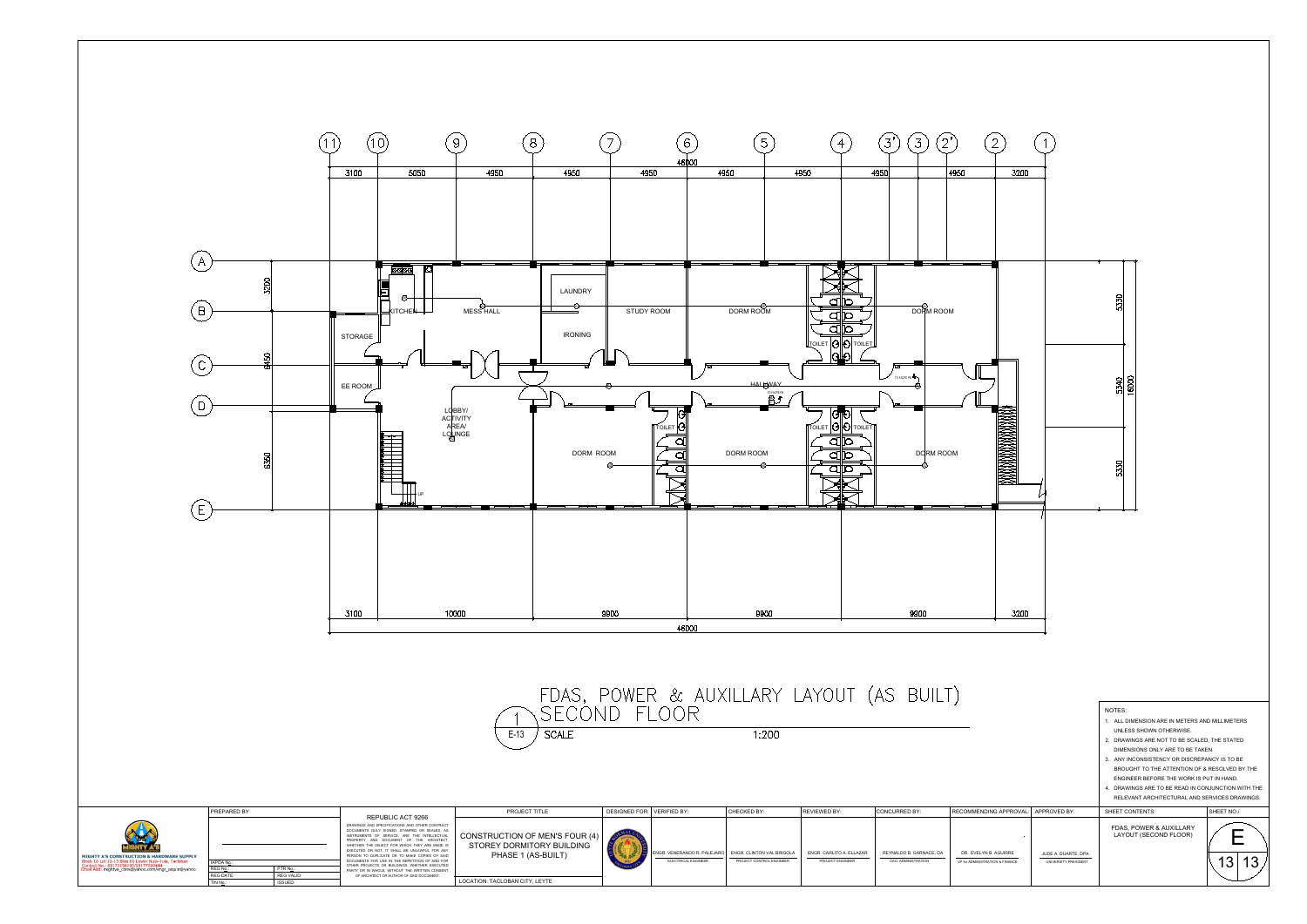# FDAS, POWER & AUXILLARY LAYOUT (AS BUILT)

## SECOND FLOOR

1
E-13

SCALE 1:200

(11) (10) (9) (8) (7) (6) (5) (4) (3') (3) (2') (2) (1)

48000

3100 5050 4950 4950 4950 4950 4950 4950 4950 3200

3100 10000 9900 9900 9900 3200

48000

(A) (B) (C) (D) (E)

3200 6450 6350

5330 5340 5330 16000

KITCHEN
MESS HALL
LAUNDRY
IRONING
STUDY ROOM
DORM ROOM
TOILET
DORM ROOM
STORAGE
EE ROOM
HALLWAY
LOBBY/ ACTIVITY AREA/ LOUNGE
DORM ROOM
TOILET
DORM ROOM
TOILET
DORM ROOM
UP

NOTES:

1. ALL DIMENSION ARE IN METERS AND MILLIMETERS UNLESS SHOWN OTHERWISE.
2. DRAWINGS ARE NOT TO BE SCALED, THE STATED DIMENSIONS ONLY ARE TO BE TAKEN.
3. ANY INCONSISTENCY OR DISCREPANCY IS TO BE BROUGHT TO THE ATTENTION OF & RESOLVED BY THE ENGINEER BEFORE THE WORK IS PUT IN HAND.
4. DRAWINGS ARE TO BE READ IN CONJUNCTION WITH THE RELEVANT ARCHITECTURAL AND SERVICES DRAWINGS.

MIGHTY A'S CONSTRUCTION & HARDWARE SUPPLY
Block 10 Lot 12-13 Brgy 111 Lower Nula-Tula, Tacloban
Contact No.: 09173356135/09177333444
Email Add: mightya_cons@yahoo.com/engr_alpa.le@yahoo

| PREPARED BY | | REPUBLIC ACT 9266 | PROJECT TITLE | DESIGNED FOR | VERIFIED BY: | CHECKED BY: | REVIEWED BY: | CONCURRED BY: | RECOMMENDING APPROVAL: | APPROVED BY: | SHEET CONTENTS: | SHEET NO.: |
|---|---|---|---|---|---|---|---|---|---|---|---|---|
| IAPOA No.: | | DRAWINGS AND SPECIFICATIONS AND OTHER CONTRACT DOCUMENTS DULY SIGNED, STAMPED OR SEALED, AS INSTRUMENTS OF SERVICE, ARE THE INTELLECTUAL PROPERTY AND DOCUMENT OF THE ARCHITECT, WHETHER THE OBJECT FOR WHICH THEY ARE MADE IS EXECUTED OR NOT. IT SHALL BE UNLAWFUL FOR ANY PERSON TO DUPLICATE OR TO MAKE COPIES OF SAID DOCUMENTS FOR USE IN THE REPETITION OF AND FOR OTHER PROJECTS OR BUILDINGS, WHETHER EXECUTED PARTLY OR IN WHOLE, WITHOUT THE WRITTEN CONSENT OF ARCHITECT OR AUTHOR OF SAID DOCUMENT. | CONSTRUCTION OF MEN'S FOUR (4) STOREY DORMITORY BUILDING PHASE 1 (AS-BUILT) | | ENGR. VENERANDO R. PALEJARO ELECTRICAL ENGINEER | ENGR. CLINTON VAL BRIGOLA PROJECT CONTROL ENGINEER | ENGR. CARLITO A. ELLAZAR PROJECT ENGINEER | REYNALDO B. GARNACE, OA CAO, ADMINISTRATION | DR. EVELYN B. AGUIRRE VP for ADMINISTRATION & FINANCE | JUDE A. DUARTE, DPA UNIVERSITY PRESIDENT | FDAS, POWER & AUXILLARY LAYOUT (SECOND FLOOR) | E 13 13 |
| REG No.: | PTR No.: | | LOCATION: TACLOBAN CITY, LEYTE | | | | | | | | | |
| REG DATE: | REG VALID: | | | | | | | | | | | |
| TIN No.: | ISSUED: | | | | | | | | | | | |